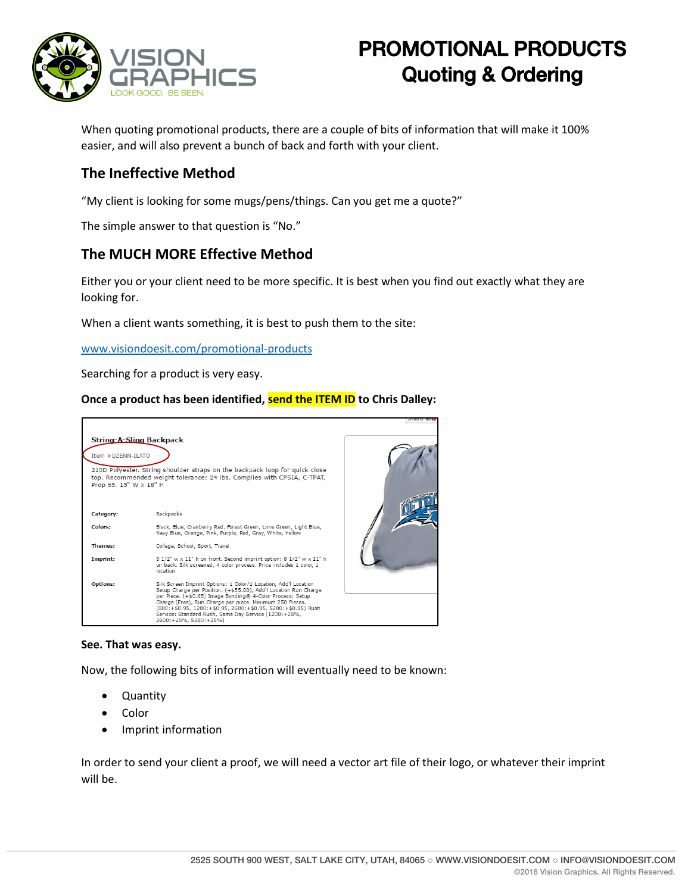# PROMOTIONAL PRODUCTS
## Quoting & Ordering

When quoting promotional products, there are a couple of bits of information that will make it 100% easier, and will also prevent a bunch of back and forth with your client.

## The Ineffective Method

"My client is looking for some mugs/pens/things. Can you get me a quote?"

The simple answer to that question is "No."

## The MUCH MORE Effective Method

Either you or your client need to be more specific. It is best when you find out exactly what they are looking for.

When a client wants something, it is best to push them to the site:

www.visiondoesit.com/promotional-products

Searching for a product is very easy.

**Once a product has been identified, send the ITEM ID to Chris Dalley:**

**String-A-Sling Backpack**

Item #QZENN-ILATO

210D Polyester. String shoulder straps on the backpack loop for quick close top. Recommended weight tolerance: 24 lbs. Complies with CPSIA, C-TPAT, Prop 65. 15" W x 18" H

| | |
|---|---|
| **Category:** | Backpacks |
| **Colors:** | Black, Blue, Cranberry Red, Forest Green, Lime Green, Light Blue, Navy Blue, Orange, Pink, Purple, Red, Gray, White, Yellow |
| **Themes:** | College, School, Sport, Travel |
| **Imprint:** | 8 1/2" w x 11" h on front. Second imprint option: 8 1/2" w x 11" h on back. Silk screened, 4 color process. Price includes 1 color, 1 location |
| **Options:** | Silk Screen Imprint Options: 1 Color/1 Location, Add'l Location Setup Charge per Position. (+$55.00), Add'l Location Run Charge per Piece. (+$0.65) Image Bonding® 4-Color Process: Setup Charge (Free), Run Charge per piece. Minimum 250 Pieces. (800:+$0.95, 1200:+$0.95, 2600:+$0.95, 5200:+$0.95) Rush Service: Standard Rush, Same Day Service (1200:+25%, 2600:+25%, 5200:+25%) |

**See. That was easy.**

Now, the following bits of information will eventually need to be known:

- Quantity
- Color
- Imprint information

In order to send your client a proof, we will need a vector art file of their logo, or whatever their imprint will be.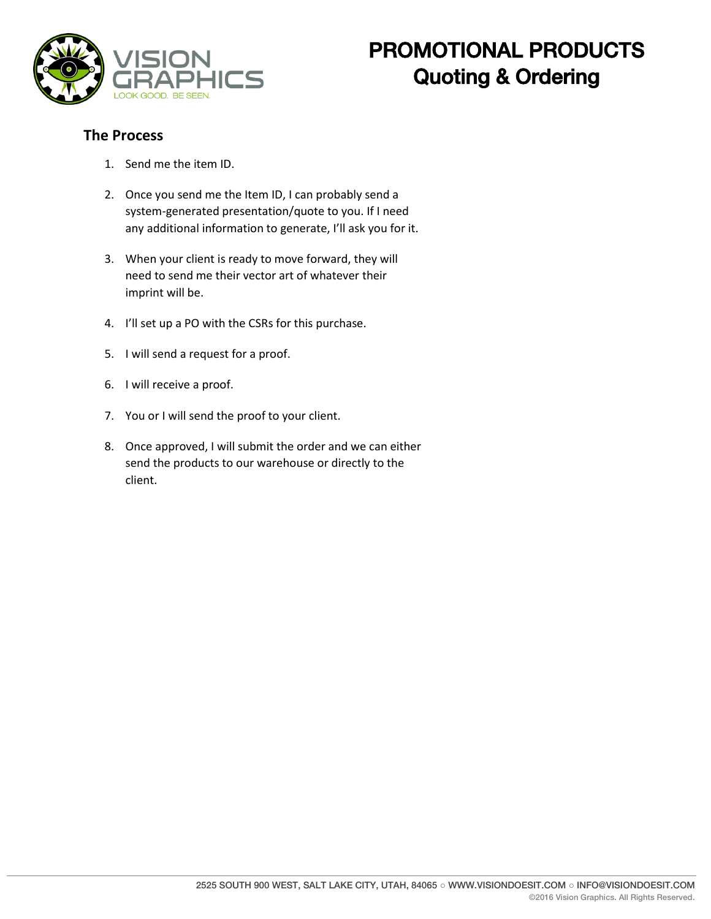# PROMOTIONAL PRODUCTS
## Quoting & Ordering

### The Process

1. Send me the item ID.
2. Once you send me the Item ID, I can probably send a system-generated presentation/quote to you. If I need any additional information to generate, I'll ask you for it.
3. When your client is ready to move forward, they will need to send me their vector art of whatever their imprint will be.
4. I'll set up a PO with the CSRs for this purchase.
5. I will send a request for a proof.
6. I will receive a proof.
7. You or I will send the proof to your client.
8. Once approved, I will submit the order and we can either send the products to our warehouse or directly to the client.